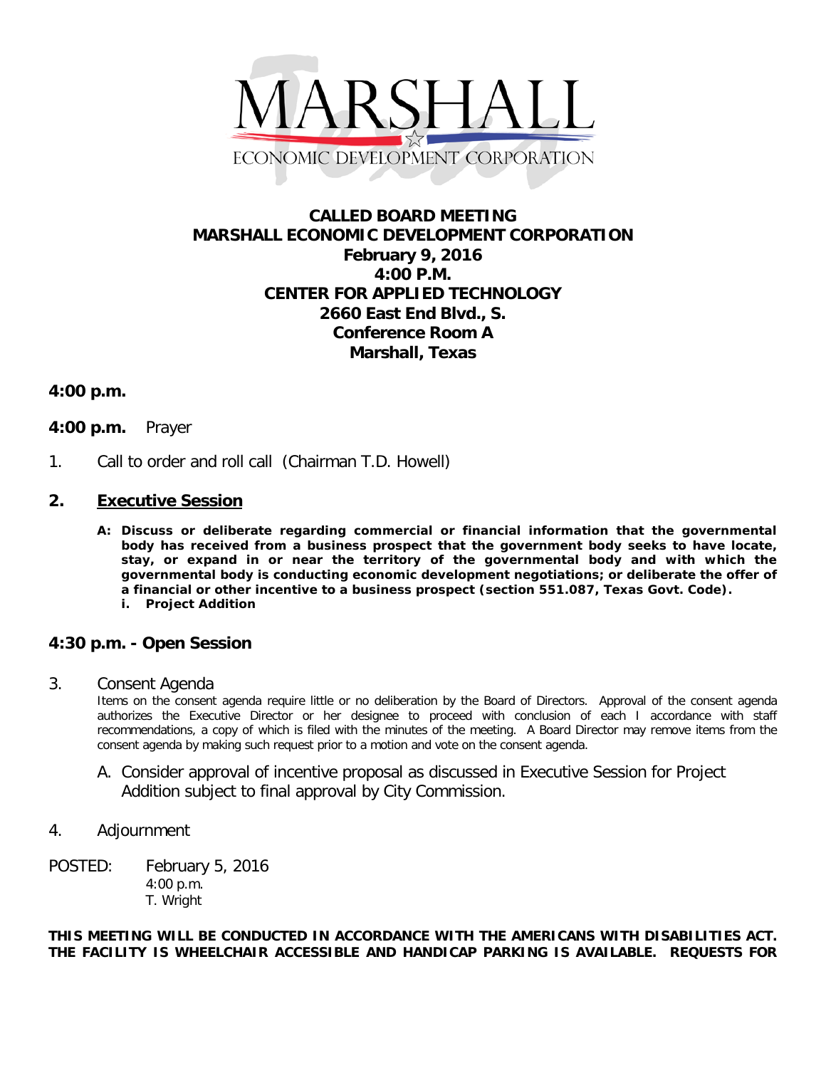MARSHALL

ECONOMIC DEVELOPMENT CORPORATION

**CALLED BOARD MEETING**
**MARSHALL ECONOMIC DEVELOPMENT CORPORATION**
**February 9, 2016**
**4:00 P.M.**
**CENTER FOR APPLIED TECHNOLOGY**
**2660 East End Blvd., S.**
**Conference Room A**
**Marshall, Texas**

**4:00 p.m.**

**4:00 p.m.** Prayer

1. Call to order and roll call (Chairman T.D. Howell)

**2. <u>Executive Session</u>**

**A: Discuss or deliberate regarding commercial or financial information that the governmental body has received from a business prospect that the government body seeks to have locate, stay, or expand in or near the territory of the governmental body and with which the governmental body is conducting economic development negotiations; or deliberate the offer of a financial or other incentive to a business prospect (section 551.087, Texas Govt. Code).**
**i. Project Addition**

**4:30 p.m. - Open Session**

3. Consent Agenda

Items on the consent agenda require little or no deliberation by the Board of Directors. Approval of the consent agenda authorizes the Executive Director or her designee to proceed with conclusion of each I accordance with staff recommendations, a copy of which is filed with the minutes of the meeting. A Board Director may remove items from the consent agenda by making such request prior to a motion and vote on the consent agenda.

A. Consider approval of incentive proposal as discussed in Executive Session for Project Addition subject to final approval by City Commission.

4. Adjournment

POSTED: February 5, 2016
4:00 p.m.
T. Wright

**THIS MEETING WILL BE CONDUCTED IN ACCORDANCE WITH THE AMERICANS WITH DISABILITIES ACT. THE FACILITY IS WHEELCHAIR ACCESSIBLE AND HANDICAP PARKING IS AVAILABLE. REQUESTS FOR**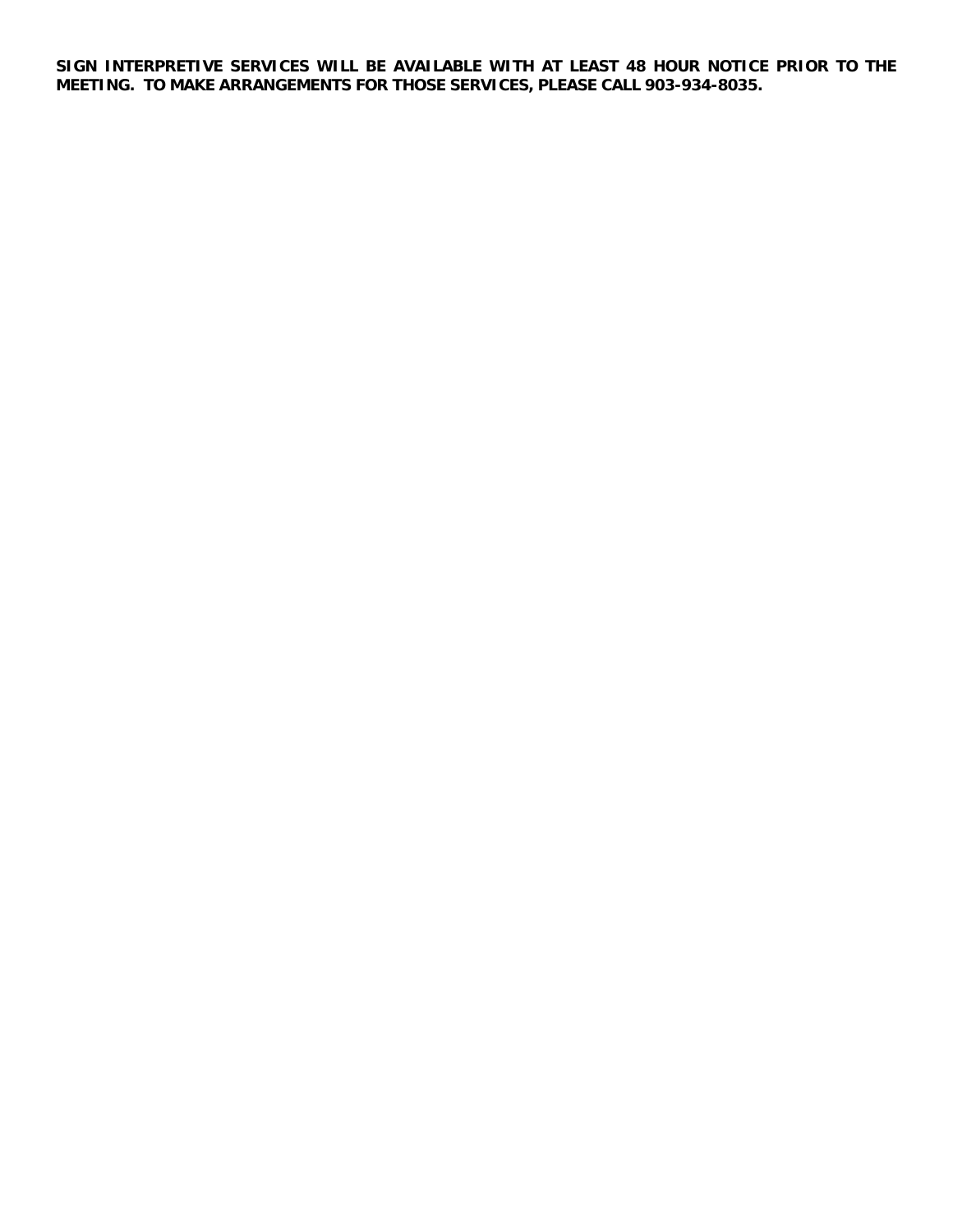**SIGN INTERPRETIVE SERVICES WILL BE AVAILABLE WITH AT LEAST 48 HOUR NOTICE PRIOR TO THE MEETING. TO MAKE ARRANGEMENTS FOR THOSE SERVICES, PLEASE CALL 903-934-8035.**